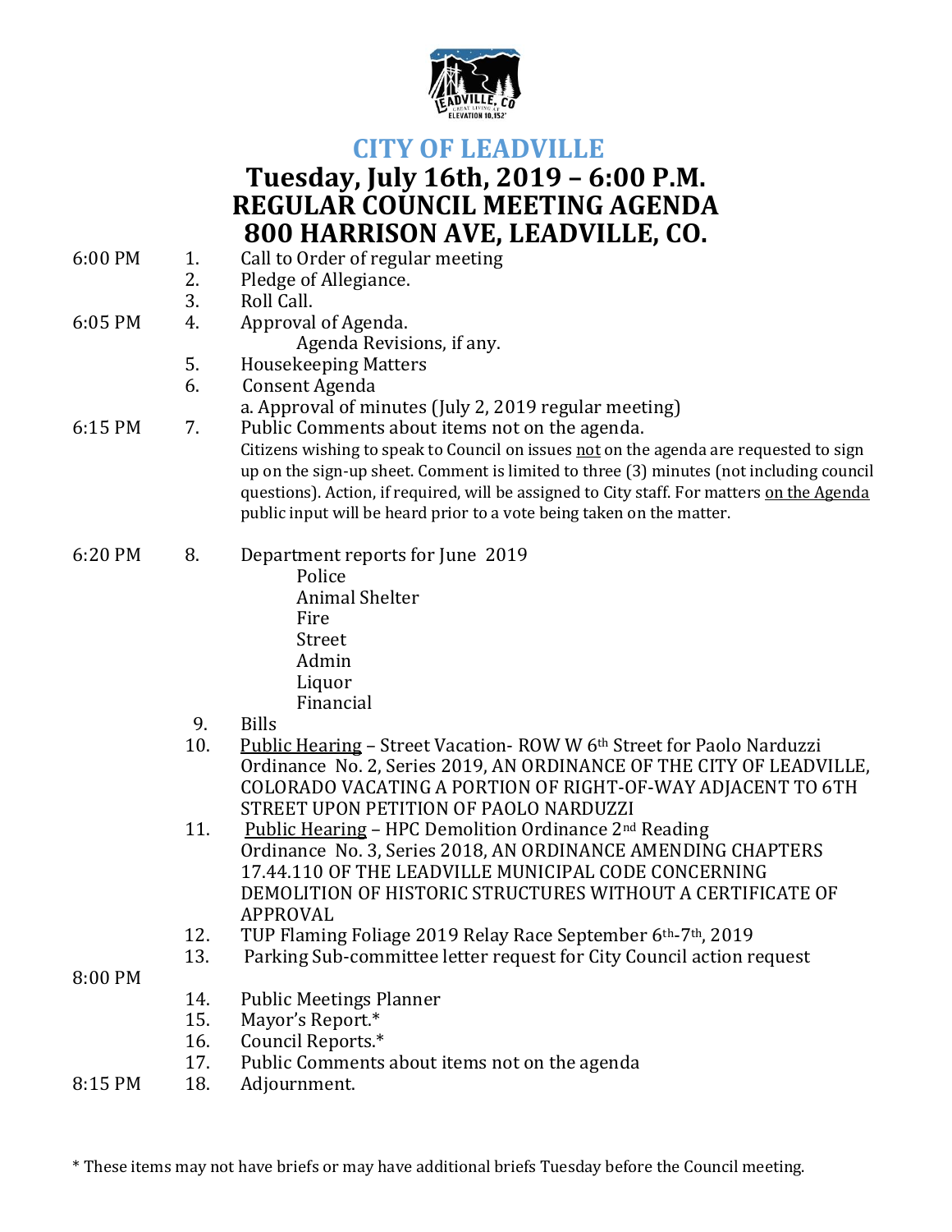# CITY OF LEADVILLE

## Tuesday, July 16th, 2019 – 6:00 P.M.
## REGULAR COUNCIL MEETING AGENDA
## 800 HARRISON AVE, LEADVILLE, CO.

| | | |
|---|---|---|
| 6:00 PM | 1. | Call to Order of regular meeting |
| | 2. | Pledge of Allegiance. |
| | 3. | Roll Call. |
| 6:05 PM | 4. | Approval of Agenda.<br>Agenda Revisions, if any. |
| | 5. | Housekeeping Matters |
| | 6. | Consent Agenda<br>a. Approval of minutes (July 2, 2019 regular meeting) |
| 6:15 PM | 7. | Public Comments about items not on the agenda.<br>Citizens wishing to speak to Council on issues <u>not</u> on the agenda are requested to sign up on the sign-up sheet. Comment is limited to three (3) minutes (not including council questions). Action, if required, will be assigned to City staff. For matters <u>on the Agenda</u> public input will be heard prior to a vote being taken on the matter. |
| 6:20 PM | 8. | Department reports for June 2019<br>Police<br>Animal Shelter<br>Fire<br>Street<br>Admin<br>Liquor<br>Financial |
| | 9. | Bills |
| | 10. | <u>Public Hearing</u> – Street Vacation- ROW W 6th Street for Paolo Narduzzi<br>Ordinance No. 2, Series 2019, AN ORDINANCE OF THE CITY OF LEADVILLE, COLORADO VACATING A PORTION OF RIGHT-OF-WAY ADJACENT TO 6TH STREET UPON PETITION OF PAOLO NARDUZZI |
| | 11. | <u>Public Hearing</u> – HPC Demolition Ordinance 2nd Reading<br>Ordinance No. 3, Series 2018, AN ORDINANCE AMENDING CHAPTERS 17.44.110 OF THE LEADVILLE MUNICIPAL CODE CONCERNING DEMOLITION OF HISTORIC STRUCTURES WITHOUT A CERTIFICATE OF APPROVAL |
| | 12. | TUP Flaming Foliage 2019 Relay Race September 6th-7th, 2019 |
| | 13. | Parking Sub-committee letter request for City Council action request |
| 8:00 PM | | |
| | 14. | Public Meetings Planner |
| | 15. | Mayor's Report.* |
| | 16. | Council Reports.* |
| | 17. | Public Comments about items not on the agenda |
| 8:15 PM | 18. | Adjournment. |

\* These items may not have briefs or may have additional briefs Tuesday before the Council meeting.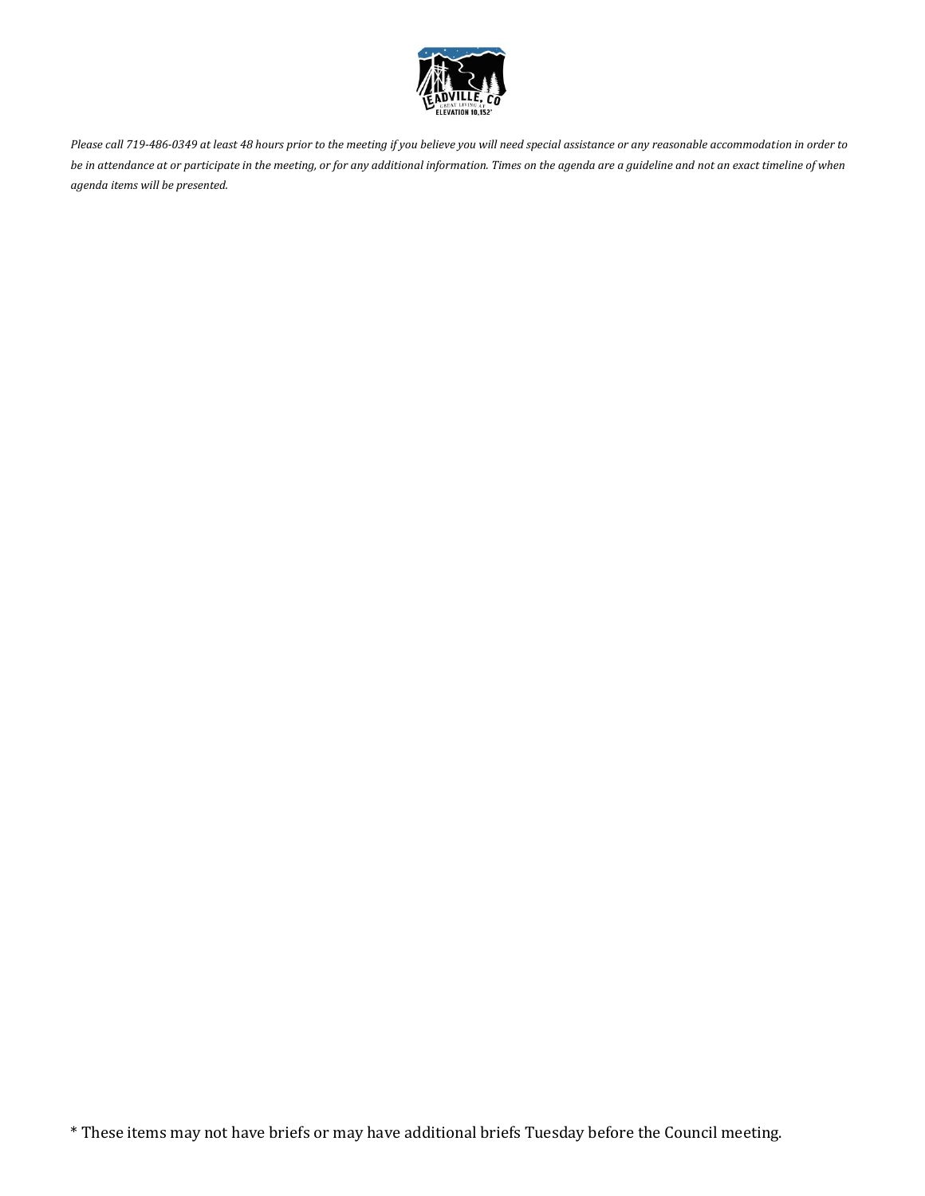*Please call 719-486-0349 at least 48 hours prior to the meeting if you believe you will need special assistance or any reasonable accommodation in order to be in attendance at or participate in the meeting, or for any additional information. Times on the agenda are a guideline and not an exact timeline of when agenda items will be presented.*

* These items may not have briefs or may have additional briefs Tuesday before the Council meeting.